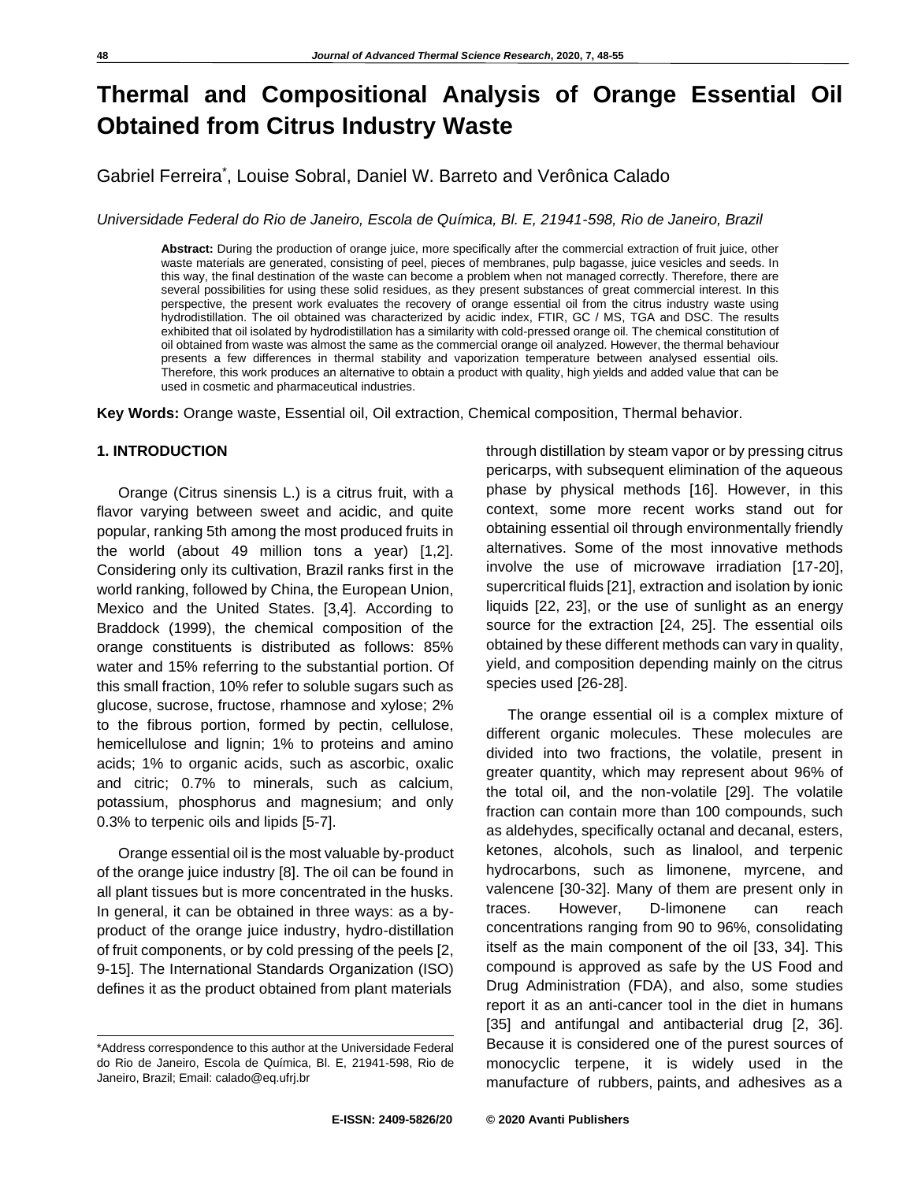# Thermal and Compositional Analysis of Orange Essential Oil Obtained from Citrus Industry Waste

Gabriel Ferreira*, Louise Sobral, Daniel W. Barreto and Verônica Calado

*Universidade Federal do Rio de Janeiro, Escola de Química, Bl. E, 21941-598, Rio de Janeiro, Brazil*

**Abstract:** During the production of orange juice, more specifically after the commercial extraction of fruit juice, other waste materials are generated, consisting of peel, pieces of membranes, pulp bagasse, juice vesicles and seeds. In this way, the final destination of the waste can become a problem when not managed correctly. Therefore, there are several possibilities for using these solid residues, as they present substances of great commercial interest. In this perspective, the present work evaluates the recovery of orange essential oil from the citrus industry waste using hydrodistillation. The oil obtained was characterized by acidic index, FTIR, GC / MS, TGA and DSC. The results exhibited that oil isolated by hydrodistillation has a similarity with cold-pressed orange oil. The chemical constitution of oil obtained from waste was almost the same as the commercial orange oil analyzed. However, the thermal behaviour presents a few differences in thermal stability and vaporization temperature between analysed essential oils. Therefore, this work produces an alternative to obtain a product with quality, high yields and added value that can be used in cosmetic and pharmaceutical industries.

**Key Words:** Orange waste, Essential oil, Oil extraction, Chemical composition, Thermal behavior.

## 1. INTRODUCTION

Orange (Citrus sinensis L.) is a citrus fruit, with a flavor varying between sweet and acidic, and quite popular, ranking 5th among the most produced fruits in the world (about 49 million tons a year) [1,2]. Considering only its cultivation, Brazil ranks first in the world ranking, followed by China, the European Union, Mexico and the United States. [3,4]. According to Braddock (1999), the chemical composition of the orange constituents is distributed as follows: 85% water and 15% referring to the substantial portion. Of this small fraction, 10% refer to soluble sugars such as glucose, sucrose, fructose, rhamnose and xylose; 2% to the fibrous portion, formed by pectin, cellulose, hemicellulose and lignin; 1% to proteins and amino acids; 1% to organic acids, such as ascorbic, oxalic and citric; 0.7% to minerals, such as calcium, potassium, phosphorus and magnesium; and only 0.3% to terpenic oils and lipids [5-7].

Orange essential oil is the most valuable by-product of the orange juice industry [8]. The oil can be found in all plant tissues but is more concentrated in the husks. In general, it can be obtained in three ways: as a by-product of the orange juice industry, hydro-distillation of fruit components, or by cold pressing of the peels [2, 9-15]. The International Standards Organization (ISO) defines it as the product obtained from plant materials through distillation by steam vapor or by pressing citrus pericarps, with subsequent elimination of the aqueous phase by physical methods [16]. However, in this context, some more recent works stand out for obtaining essential oil through environmentally friendly alternatives. Some of the most innovative methods involve the use of microwave irradiation [17-20], supercritical fluids [21], extraction and isolation by ionic liquids [22, 23], or the use of sunlight as an energy source for the extraction [24, 25]. The essential oils obtained by these different methods can vary in quality, yield, and composition depending mainly on the citrus species used [26-28].

The orange essential oil is a complex mixture of different organic molecules. These molecules are divided into two fractions, the volatile, present in greater quantity, which may represent about 96% of the total oil, and the non-volatile [29]. The volatile fraction can contain more than 100 compounds, such as aldehydes, specifically octanal and decanal, esters, ketones, alcohols, such as linalool, and terpenic hydrocarbons, such as limonene, myrcene, and valencene [30-32]. Many of them are present only in traces. However, D-limonene can reach concentrations ranging from 90 to 96%, consolidating itself as the main component of the oil [33, 34]. This compound is approved as safe by the US Food and Drug Administration (FDA), and also, some studies report it as an anti-cancer tool in the diet in humans [35] and antifungal and antibacterial drug [2, 36]. Because it is considered one of the purest sources of monocyclic terpene, it is widely used in the manufacture of rubbers, paints, and adhesives as a

*Address correspondence to this author at the Universidade Federal do Rio de Janeiro, Escola de Química, Bl. E, 21941-598, Rio de Janeiro, Brazil; Email: calado@eq.ufrj.br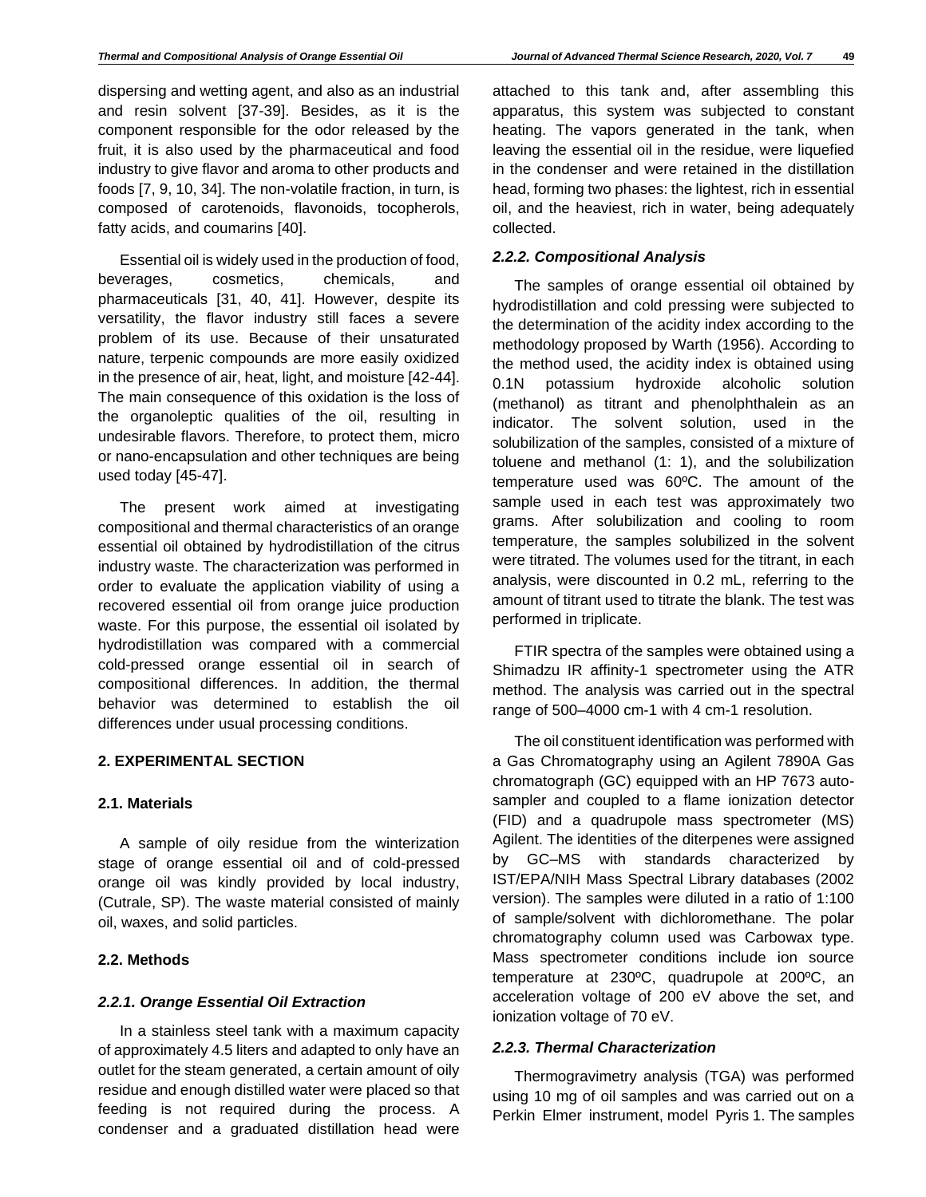dispersing and wetting agent, and also as an industrial and resin solvent [37-39]. Besides, as it is the component responsible for the odor released by the fruit, it is also used by the pharmaceutical and food industry to give flavor and aroma to other products and foods [7, 9, 10, 34]. The non-volatile fraction, in turn, is composed of carotenoids, flavonoids, tocopherols, fatty acids, and coumarins [40].

Essential oil is widely used in the production of food, beverages, cosmetics, chemicals, and pharmaceuticals [31, 40, 41]. However, despite its versatility, the flavor industry still faces a severe problem of its use. Because of their unsaturated nature, terpenic compounds are more easily oxidized in the presence of air, heat, light, and moisture [42-44]. The main consequence of this oxidation is the loss of the organoleptic qualities of the oil, resulting in undesirable flavors. Therefore, to protect them, micro or nano-encapsulation and other techniques are being used today [45-47].

The present work aimed at investigating compositional and thermal characteristics of an orange essential oil obtained by hydrodistillation of the citrus industry waste. The characterization was performed in order to evaluate the application viability of using a recovered essential oil from orange juice production waste. For this purpose, the essential oil isolated by hydrodistillation was compared with a commercial cold-pressed orange essential oil in search of compositional differences. In addition, the thermal behavior was determined to establish the oil differences under usual processing conditions.

## 2. EXPERIMENTAL SECTION

### 2.1. Materials

A sample of oily residue from the winterization stage of orange essential oil and of cold-pressed orange oil was kindly provided by local industry, (Cutrale, SP). The waste material consisted of mainly oil, waxes, and solid particles.

### 2.2. Methods

#### *2.2.1. Orange Essential Oil Extraction*

In a stainless steel tank with a maximum capacity of approximately 4.5 liters and adapted to only have an outlet for the steam generated, a certain amount of oily residue and enough distilled water were placed so that feeding is not required during the process. A condenser and a graduated distillation head were attached to this tank and, after assembling this apparatus, this system was subjected to constant heating. The vapors generated in the tank, when leaving the essential oil in the residue, were liquefied in the condenser and were retained in the distillation head, forming two phases: the lightest, rich in essential oil, and the heaviest, rich in water, being adequately collected.

#### *2.2.2. Compositional Analysis*

The samples of orange essential oil obtained by hydrodistillation and cold pressing were subjected to the determination of the acidity index according to the methodology proposed by Warth (1956). According to the method used, the acidity index is obtained using 0.1N potassium hydroxide alcoholic solution (methanol) as titrant and phenolphthalein as an indicator. The solvent solution, used in the solubilization of the samples, consisted of a mixture of toluene and methanol (1: 1), and the solubilization temperature used was 60ºC. The amount of the sample used in each test was approximately two grams. After solubilization and cooling to room temperature, the samples solubilized in the solvent were titrated. The volumes used for the titrant, in each analysis, were discounted in 0.2 mL, referring to the amount of titrant used to titrate the blank. The test was performed in triplicate.

FTIR spectra of the samples were obtained using a Shimadzu IR affinity-1 spectrometer using the ATR method. The analysis was carried out in the spectral range of 500–4000 cm-1 with 4 cm-1 resolution.

The oil constituent identification was performed with a Gas Chromatography using an Agilent 7890A Gas chromatograph (GC) equipped with an HP 7673 auto-sampler and coupled to a flame ionization detector (FID) and a quadrupole mass spectrometer (MS) Agilent. The identities of the diterpenes were assigned by GC–MS with standards characterized by IST/EPA/NIH Mass Spectral Library databases (2002 version). The samples were diluted in a ratio of 1:100 of sample/solvent with dichloromethane. The polar chromatography column used was Carbowax type. Mass spectrometer conditions include ion source temperature at 230ºC, quadrupole at 200ºC, an acceleration voltage of 200 eV above the set, and ionization voltage of 70 eV.

#### *2.2.3. Thermal Characterization*

Thermogravimetry analysis (TGA) was performed using 10 mg of oil samples and was carried out on a Perkin Elmer instrument, model Pyris 1. The samples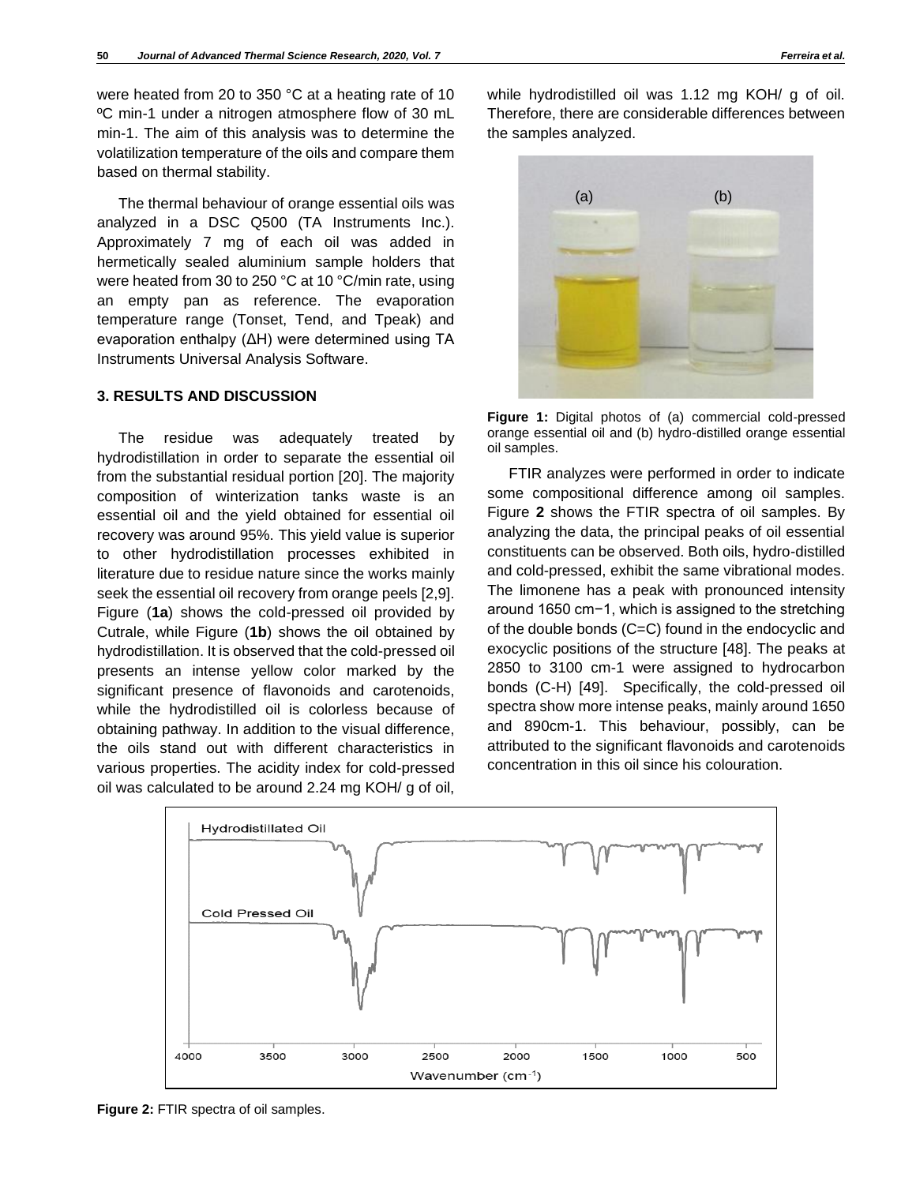were heated from 20 to 350 °C at a heating rate of 10 ºC min-1 under a nitrogen atmosphere flow of 30 mL min-1. The aim of this analysis was to determine the volatilization temperature of the oils and compare them based on thermal stability.

The thermal behaviour of orange essential oils was analyzed in a DSC Q500 (TA Instruments Inc.). Approximately 7 mg of each oil was added in hermetically sealed aluminium sample holders that were heated from 30 to 250 °C at 10 °C/min rate, using an empty pan as reference. The evaporation temperature range (Tonset, Tend, and Tpeak) and evaporation enthalpy (ΔH) were determined using TA Instruments Universal Analysis Software.

## 3. RESULTS AND DISCUSSION

The residue was adequately treated by hydrodistillation in order to separate the essential oil from the substantial residual portion [20]. The majority composition of winterization tanks waste is an essential oil and the yield obtained for essential oil recovery was around 95%. This yield value is superior to other hydrodistillation processes exhibited in literature due to residue nature since the works mainly seek the essential oil recovery from orange peels [2,9]. Figure (**1a**) shows the cold-pressed oil provided by Cutrale, while Figure (**1b**) shows the oil obtained by hydrodistillation. It is observed that the cold-pressed oil presents an intense yellow color marked by the significant presence of flavonoids and carotenoids, while the hydrodistilled oil is colorless because of obtaining pathway. In addition to the visual difference, the oils stand out with different characteristics in various properties. The acidity index for cold-pressed oil was calculated to be around 2.24 mg KOH/ g of oil, while hydrodistilled oil was 1.12 mg KOH/ g of oil. Therefore, there are considerable differences between the samples analyzed.

**Figure 1:** Digital photos of (a) commercial cold-pressed orange essential oil and (b) hydro-distilled orange essential oil samples.

FTIR analyzes were performed in order to indicate some compositional difference among oil samples. Figure **2** shows the FTIR spectra of oil samples. By analyzing the data, the principal peaks of oil essential constituents can be observed. Both oils, hydro-distilled and cold-pressed, exhibit the same vibrational modes. The limonene has a peak with pronounced intensity around 1650 cm−1, which is assigned to the stretching of the double bonds (C=C) found in the endocyclic and exocyclic positions of the structure [48]. The peaks at 2850 to 3100 cm-1 were assigned to hydrocarbon bonds (C-H) [49]. Specifically, the cold-pressed oil spectra show more intense peaks, mainly around 1650 and 890cm-1. This behaviour, possibly, can be attributed to the significant flavonoids and carotenoids concentration in this oil since his colouration.

**Figure 2:** FTIR spectra of oil samples.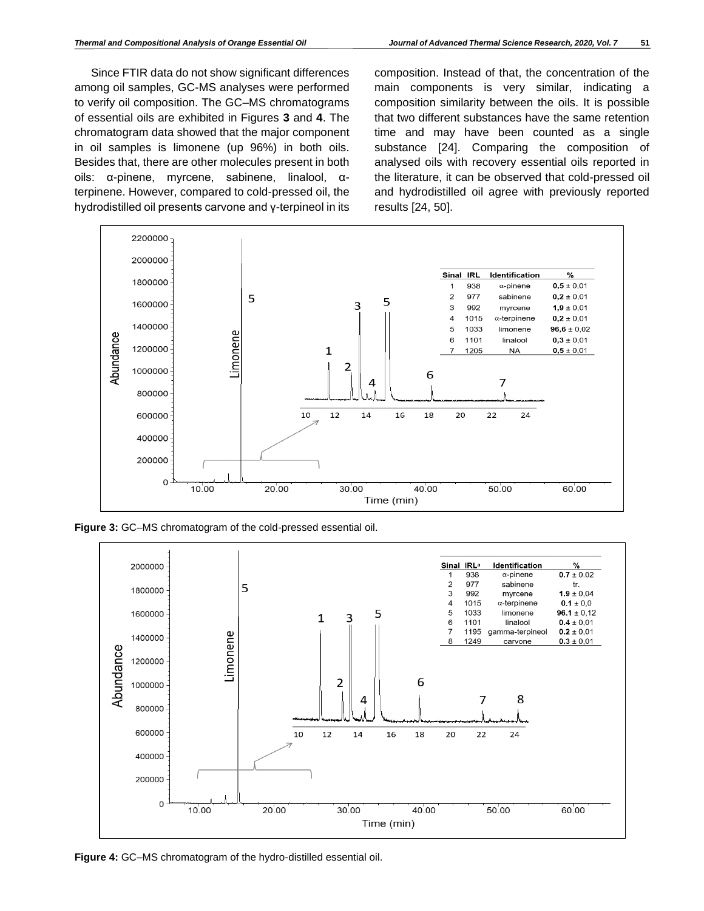Since FTIR data do not show significant differences among oil samples, GC-MS analyses were performed to verify oil composition. The GC–MS chromatograms of essential oils are exhibited in Figures **3** and **4**. The chromatogram data showed that the major component in oil samples is limonene (up 96%) in both oils. Besides that, there are other molecules present in both oils: α-pinene, myrcene, sabinene, linalool, α-terpinene. However, compared to cold-pressed oil, the hydrodistilled oil presents carvone and γ-terpineol in its composition. Instead of that, the concentration of the main components is very similar, indicating a composition similarity between the oils. It is possible that two different substances have the same retention time and may have been counted as a single substance [24]. Comparing the composition of analysed oils with recovery essential oils reported in the literature, it can be observed that cold-pressed oil and hydrodistilled oil agree with previously reported results [24, 50].

| Sinal | IRL | Identification | % |
|---|---|---|---|
| 1 | 938 | α-pinene | **0,5** ± 0,01 |
| 2 | 977 | sabinene | **0,2** ± 0,01 |
| 3 | 992 | myrcene | **1,9** ± 0,01 |
| 4 | 1015 | α-terpinene | **0,2** ± 0,01 |
| 5 | 1033 | limonene | **96,6** ± 0,02 |
| 6 | 1101 | linalool | **0,3** ± 0,01 |
| 7 | 1205 | NA | **0,5** ± 0,01 |

**Figure 3:** GC–MS chromatogram of the cold-pressed essential oil.

| Sinal | IRL[a] | Identification | % |
|---|---|---|---|
| 1 | 938 | α-pinene | **0.7** ± 0.02 |
| 2 | 977 | sabinene | tr. |
| 3 | 992 | myrcene | **1.9** ± 0,04 |
| 4 | 1015 | α-terpinene | **0.1** ± 0,0 |
| 5 | 1033 | limonene | **96.1** ± 0,12 |
| 6 | 1101 | linalool | **0.4** ± 0,01 |
| 7 | 1195 | gamma-terpineol | **0.2** ± 0,01 |
| 8 | 1249 | carvone | **0.3** ± 0,01 |

**Figure 4:** GC–MS chromatogram of the hydro-distilled essential oil.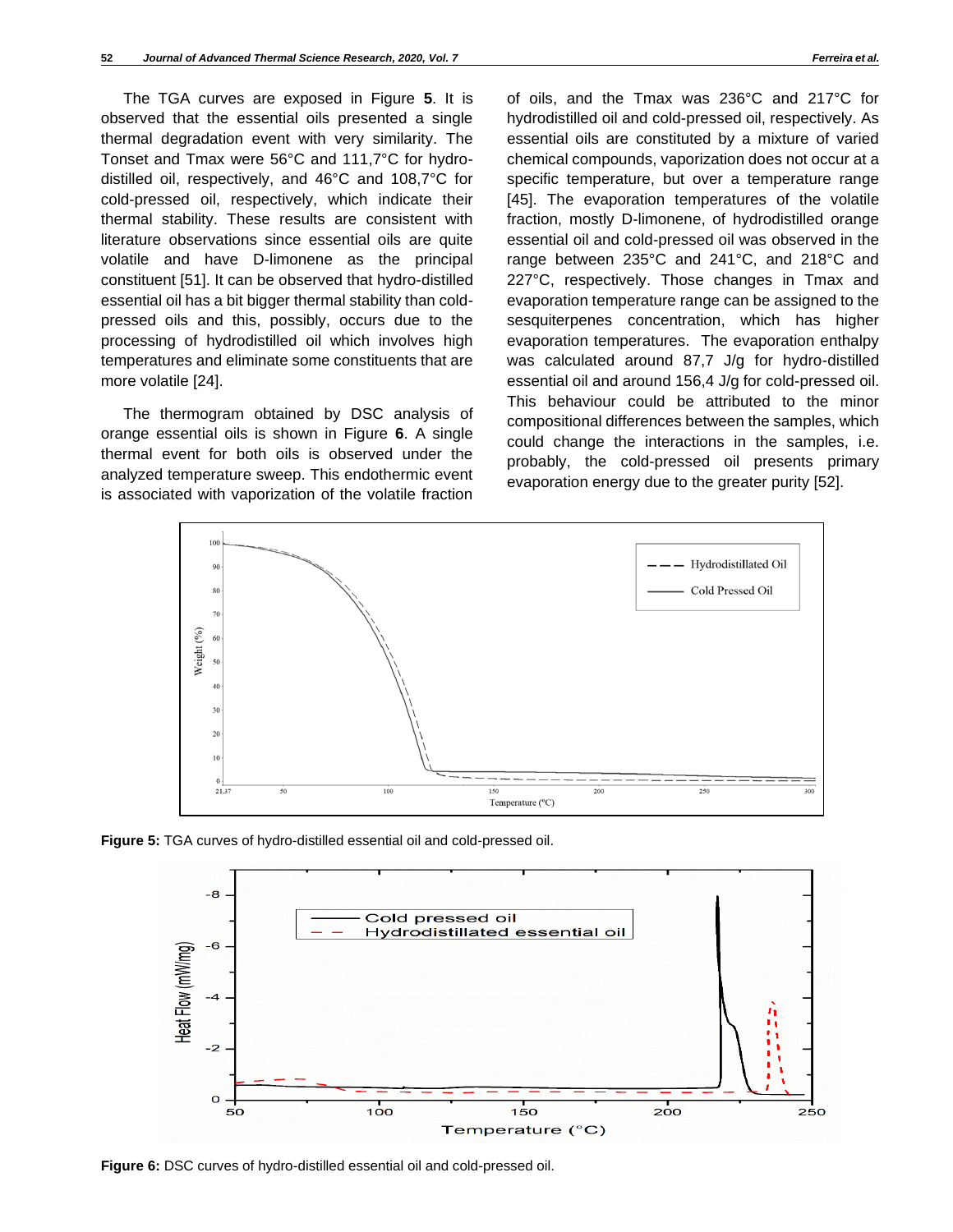The TGA curves are exposed in Figure **5**. It is observed that the essential oils presented a single thermal degradation event with very similarity. The Tonset and Tmax were 56°C and 111,7°C for hydro-distilled oil, respectively, and 46°C and 108,7°C for cold-pressed oil, respectively, which indicate their thermal stability. These results are consistent with literature observations since essential oils are quite volatile and have D-limonene as the principal constituent [51]. It can be observed that hydro-distilled essential oil has a bit bigger thermal stability than cold-pressed oils and this, possibly, occurs due to the processing of hydrodistilled oil which involves high temperatures and eliminate some constituents that are more volatile [24].

The thermogram obtained by DSC analysis of orange essential oils is shown in Figure **6**. A single thermal event for both oils is observed under the analyzed temperature sweep. This endothermic event is associated with vaporization of the volatile fraction of oils, and the Tmax was 236°C and 217°C for hydrodistilled oil and cold-pressed oil, respectively. As essential oils are constituted by a mixture of varied chemical compounds, vaporization does not occur at a specific temperature, but over a temperature range [45]. The evaporation temperatures of the volatile fraction, mostly D-limonene, of hydrodistilled orange essential oil and cold-pressed oil was observed in the range between 235°C and 241°C, and 218°C and 227°C, respectively. Those changes in Tmax and evaporation temperature range can be assigned to the sesquiterpenes concentration, which has higher evaporation temperatures. The evaporation enthalpy was calculated around 87,7 J/g for hydro-distilled essential oil and around 156,4 J/g for cold-pressed oil. This behaviour could be attributed to the minor compositional differences between the samples, which could change the interactions in the samples, i.e. probably, the cold-pressed oil presents primary evaporation energy due to the greater purity [52].

**Figure 5:** TGA curves of hydro-distilled essential oil and cold-pressed oil.

**Figure 6:** DSC curves of hydro-distilled essential oil and cold-pressed oil.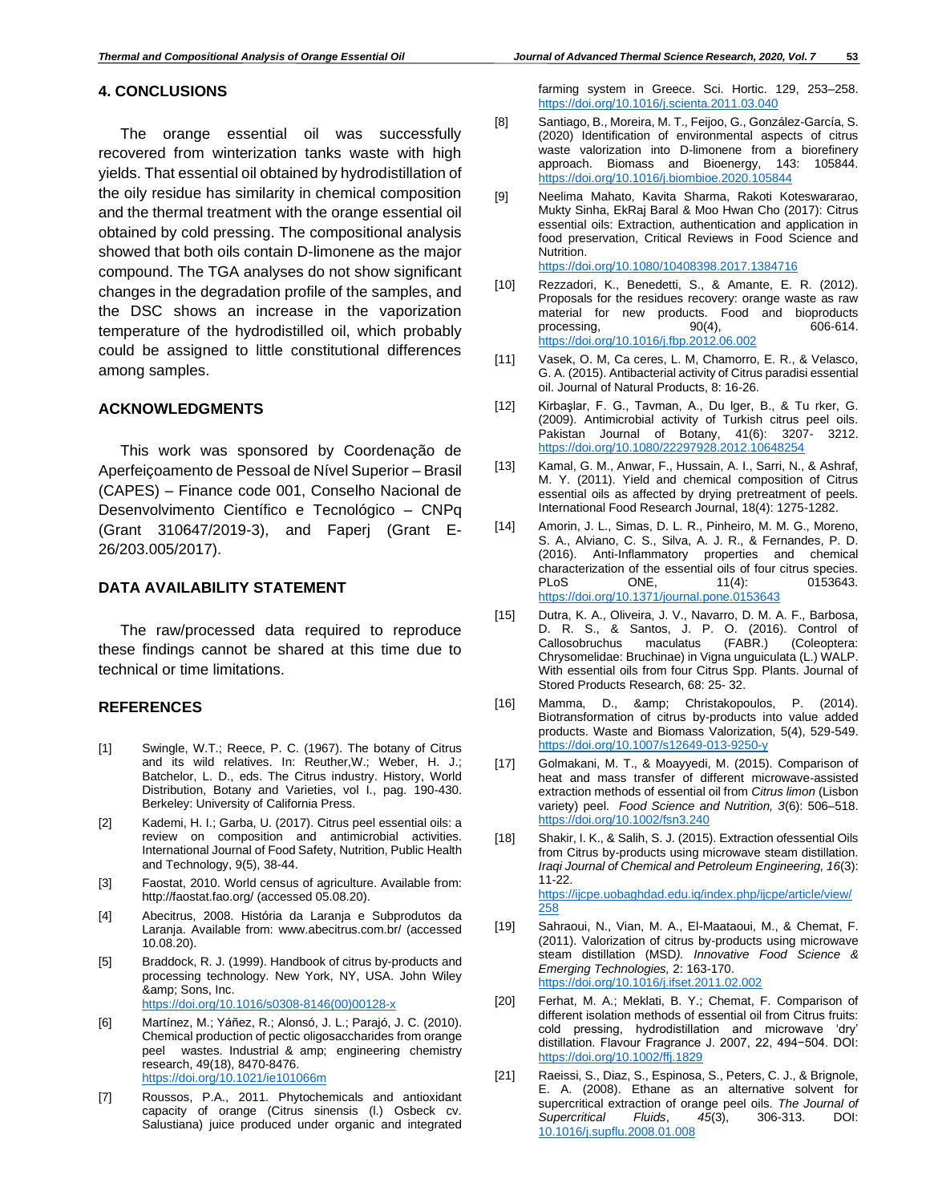## 4. CONCLUSIONS

The orange essential oil was successfully recovered from winterization tanks waste with high yields. That essential oil obtained by hydrodistillation of the oily residue has similarity in chemical composition and the thermal treatment with the orange essential oil obtained by cold pressing. The compositional analysis showed that both oils contain D-limonene as the major compound. The TGA analyses do not show significant changes in the degradation profile of the samples, and the DSC shows an increase in the vaporization temperature of the hydrodistilled oil, which probably could be assigned to little constitutional differences among samples.

## ACKNOWLEDGMENTS

This work was sponsored by Coordenação de Aperfeiçoamento de Pessoal de Nível Superior – Brasil (CAPES) – Finance code 001, Conselho Nacional de Desenvolvimento Científico e Tecnológico – CNPq (Grant 310647/2019-3), and Faperj (Grant E-26/203.005/2017).

## DATA AVAILABILITY STATEMENT

The raw/processed data required to reproduce these findings cannot be shared at this time due to technical or time limitations.

## REFERENCES

[1] Swingle, W.T.; Reece, P. C. (1967). The botany of Citrus and its wild relatives. In: Reuther,W.; Weber, H. J.; Batchelor, L. D., eds. The Citrus industry. History, World Distribution, Botany and Varieties, vol I., pag. 190-430. Berkeley: University of California Press.

[2] Kademi, H. I.; Garba, U. (2017). Citrus peel essential oils: a review on composition and antimicrobial activities. International Journal of Food Safety, Nutrition, Public Health and Technology, 9(5), 38-44.

[3] Faostat, 2010. World census of agriculture. Available from: http://faostat.fao.org/ (accessed 05.08.20).

[4] Abecitrus, 2008. História da Laranja e Subprodutos da Laranja. Available from: www.abecitrus.com.br/ (accessed 10.08.20).

[5] Braddock, R. J. (1999). Handbook of citrus by-products and processing technology. New York, NY, USA. John Wiley &amp; Sons, Inc. https://doi.org/10.1016/s0308-8146(00)00128-x

[6] Martínez, M.; Yáñez, R.; Alonsó, J. L.; Parajó, J. C. (2010). Chemical production of pectic oligosaccharides from orange peel wastes. Industrial & amp; engineering chemistry research, 49(18), 8470-8476. https://doi.org/10.1021/ie101066m

[7] Roussos, P.A., 2011. Phytochemicals and antioxidant capacity of orange (Citrus sinensis (l.) Osbeck cv. Salustiana) juice produced under organic and integrated farming system in Greece. Sci. Hortic. 129, 253–258. https://doi.org/10.1016/j.scienta.2011.03.040

[8] Santiago, B., Moreira, M. T., Feijoo, G., González-García, S. (2020) Identification of environmental aspects of citrus waste valorization into D-limonene from a biorefinery approach. Biomass and Bioenergy, 143: 105844. https://doi.org/10.1016/j.biombioe.2020.105844

[9] Neelima Mahato, Kavita Sharma, Rakoti Koteswararao, Mukty Sinha, EkRaj Baral & Moo Hwan Cho (2017): Citrus essential oils: Extraction, authentication and application in food preservation, Critical Reviews in Food Science and Nutrition. https://doi.org/10.1080/10408398.2017.1384716

[10] Rezzadori, K., Benedetti, S., & Amante, E. R. (2012). Proposals for the residues recovery: orange waste as raw material for new products. Food and bioproducts processing, 90(4), 606-614. https://doi.org/10.1016/j.fbp.2012.06.002

[11] Vasek, O. M, Ca ceres, L. M, Chamorro, E. R., & Velasco, G. A. (2015). Antibacterial activity of Citrus paradisi essential oil. Journal of Natural Products, 8: 16-26.

[12] Kirbaşlar, F. G., Tavman, A., Du lger, B., & Tu rker, G. (2009). Antimicrobial activity of Turkish citrus peel oils. Pakistan Journal of Botany, 41(6): 3207- 3212. https://doi.org/10.1080/22297928.2012.10648254

[13] Kamal, G. M., Anwar, F., Hussain, A. I., Sarri, N., & Ashraf, M. Y. (2011). Yield and chemical composition of Citrus essential oils as affected by drying pretreatment of peels. International Food Research Journal, 18(4): 1275-1282.

[14] Amorin, J. L., Simas, D. L. R., Pinheiro, M. M. G., Moreno, S. A., Alviano, C. S., Silva, A. J. R., & Fernandes, P. D. (2016). Anti-Inflammatory properties and chemical characterization of the essential oils of four citrus species. PLoS ONE, 11(4): 0153643. https://doi.org/10.1371/journal.pone.0153643

[15] Dutra, K. A., Oliveira, J. V., Navarro, D. M. A. F., Barbosa, D. R. S., & Santos, J. P. O. (2016). Control of Callosobruchus maculatus (FABR.) (Coleoptera: Chrysomelidae: Bruchinae) in Vigna unguiculata (L.) WALP. With essential oils from four Citrus Spp. Plants. Journal of Stored Products Research, 68: 25- 32.

[16] Mamma, D., &amp; Christakopoulos, P. (2014). Biotransformation of citrus by-products into value added products. Waste and Biomass Valorization, 5(4), 529-549. https://doi.org/10.1007/s12649-013-9250-y

[17] Golmakani, M. T., & Moayyedi, M. (2015). Comparison of heat and mass transfer of different microwave-assisted extraction methods of essential oil from *Citrus limon* (Lisbon variety) peel. *Food Science and Nutrition, 3*(6): 506–518. https://doi.org/10.1002/fsn3.240

[18] Shakir, I. K., & Salih, S. J. (2015). Extraction ofessential Oils from Citrus by-products using microwave steam distillation. *Iraqi Journal of Chemical and Petroleum Engineering, 16*(3): 11-22. https://ijcpe.uobaghdad.edu.iq/index.php/ijcpe/article/view/258

[19] Sahraoui, N., Vian, M. A., El-Maataoui, M., & Chemat, F. (2011). Valorization of citrus by-products using microwave steam distillation (MSD*). Innovative Food Science & Emerging Technologies,* 2: 163-170. https://doi.org/10.1016/j.ifset.2011.02.002

[20] Ferhat, M. A.; Meklati, B. Y.; Chemat, F. Comparison of different isolation methods of essential oil from Citrus fruits: cold pressing, hydrodistillation and microwave 'dry' distillation. Flavour Fragrance J. 2007, 22, 494−504. DOI: https://doi.org/10.1002/ffj.1829

[21] Raeissi, S., Diaz, S., Espinosa, S., Peters, C. J., & Brignole, E. A. (2008). Ethane as an alternative solvent for supercritical extraction of orange peel oils. *The Journal of Supercritical Fluids*, *45*(3), 306-313. DOI: 10.1016/j.supflu.2008.01.008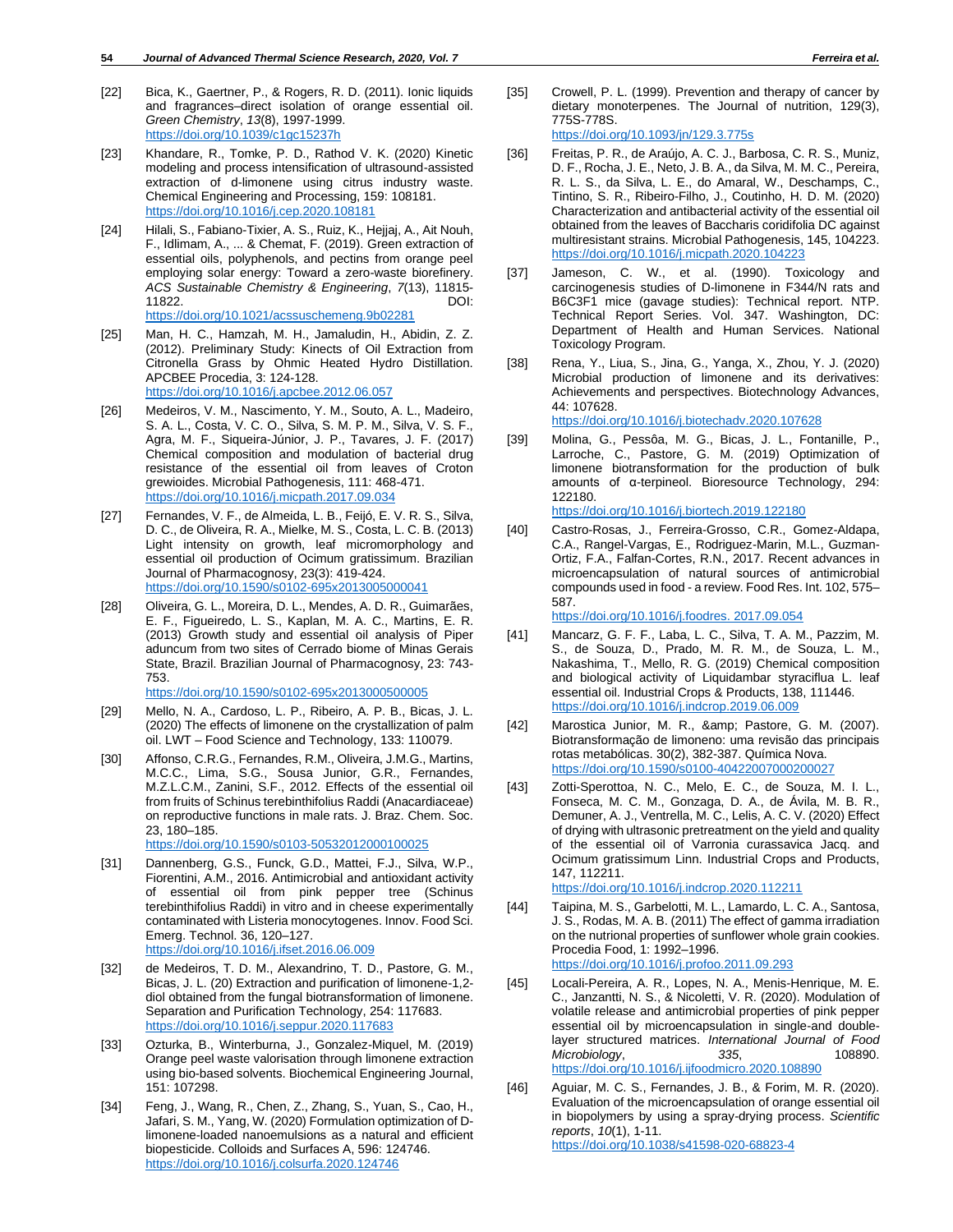[22] Bica, K., Gaertner, P., & Rogers, R. D. (2011). Ionic liquids and fragrances–direct isolation of orange essential oil. *Green Chemistry*, *13*(8), 1997-1999. https://doi.org/10.1039/c1gc15237h

[23] Khandare, R., Tomke, P. D., Rathod V. K. (2020) Kinetic modeling and process intensification of ultrasound-assisted extraction of d-limonene using citrus industry waste. Chemical Engineering and Processing, 159: 108181. https://doi.org/10.1016/j.cep.2020.108181

[24] Hilali, S., Fabiano-Tixier, A. S., Ruiz, K., Hejjaj, A., Ait Nouh, F., Idlimam, A., ... & Chemat, F. (2019). Green extraction of essential oils, polyphenols, and pectins from orange peel employing solar energy: Toward a zero-waste biorefinery. *ACS Sustainable Chemistry & Engineering*, *7*(13), 11815-11822. DOI: https://doi.org/10.1021/acssuschemeng.9b02281

[25] Man, H. C., Hamzah, M. H., Jamaludin, H., Abidin, Z. Z. (2012). Preliminary Study: Kinects of Oil Extraction from Citronella Grass by Ohmic Heated Hydro Distillation. APCBEE Procedia, 3: 124-128. https://doi.org/10.1016/j.apcbee.2012.06.057

[26] Medeiros, V. M., Nascimento, Y. M., Souto, A. L., Madeiro, S. A. L., Costa, V. C. O., Silva, S. M. P. M., Silva, V. S. F., Agra, M. F., Siqueira-Júnior, J. P., Tavares, J. F. (2017) Chemical composition and modulation of bacterial drug resistance of the essential oil from leaves of Croton grewioides. Microbial Pathogenesis, 111: 468-471. https://doi.org/10.1016/j.micpath.2017.09.034

[27] Fernandes, V. F., de Almeida, L. B., Feijó, E. V. R. S., Silva, D. C., de Oliveira, R. A., Mielke, M. S., Costa, L. C. B. (2013) Light intensity on growth, leaf micromorphology and essential oil production of Ocimum gratissimum. Brazilian Journal of Pharmacognosy, 23(3): 419-424. https://doi.org/10.1590/s0102-695x2013005000041

[28] Oliveira, G. L., Moreira, D. L., Mendes, A. D. R., Guimarães, E. F., Figueiredo, L. S., Kaplan, M. A. C., Martins, E. R. (2013) Growth study and essential oil analysis of Piper aduncum from two sites of Cerrado biome of Minas Gerais State, Brazil. Brazilian Journal of Pharmacognosy, 23: 743-753. https://doi.org/10.1590/s0102-695x2013000500005

[29] Mello, N. A., Cardoso, L. P., Ribeiro, A. P. B., Bicas, J. L. (2020) The effects of limonene on the crystallization of palm oil. LWT – Food Science and Technology, 133: 110079.

[30] Affonso, C.R.G., Fernandes, R.M., Oliveira, J.M.G., Martins, M.C.C., Lima, S.G., Sousa Junior, G.R., Fernandes, M.Z.L.C.M., Zanini, S.F., 2012. Effects of the essential oil from fruits of Schinus terebinthifolius Raddi (Anacardiaceae) on reproductive functions in male rats. J. Braz. Chem. Soc. 23, 180–185. https://doi.org/10.1590/s0103-50532012000100025

[31] Dannenberg, G.S., Funck, G.D., Mattei, F.J., Silva, W.P., Fiorentini, A.M., 2016. Antimicrobial and antioxidant activity of essential oil from pink pepper tree (Schinus terebinthifolius Raddi) in vitro and in cheese experimentally contaminated with Listeria monocytogenes. Innov. Food Sci. Emerg. Technol. 36, 120–127. https://doi.org/10.1016/j.ifset.2016.06.009

[32] de Medeiros, T. D. M., Alexandrino, T. D., Pastore, G. M., Bicas, J. L. (20) Extraction and purification of limonene-1,2-diol obtained from the fungal biotransformation of limonene. Separation and Purification Technology, 254: 117683. https://doi.org/10.1016/j.seppur.2020.117683

[33] Ozturka, B., Winterburna, J., Gonzalez-Miquel, M. (2019) Orange peel waste valorisation through limonene extraction using bio-based solvents. Biochemical Engineering Journal, 151: 107298.

[34] Feng, J., Wang, R., Chen, Z., Zhang, S., Yuan, S., Cao, H., Jafari, S. M., Yang, W. (2020) Formulation optimization of D-limonene-loaded nanoemulsions as a natural and efficient biopesticide. Colloids and Surfaces A, 596: 124746. https://doi.org/10.1016/j.colsurfa.2020.124746

[35] Crowell, P. L. (1999). Prevention and therapy of cancer by dietary monoterpenes. The Journal of nutrition, 129(3), 775S-778S. https://doi.org/10.1093/jn/129.3.775s

[36] Freitas, P. R., de Araújo, A. C. J., Barbosa, C. R. S., Muniz, D. F., Rocha, J. E., Neto, J. B. A., da Silva, M. M. C., Pereira, R. L. S., da Silva, L. E., do Amaral, W., Deschamps, C., Tintino, S. R., Ribeiro-Filho, J., Coutinho, H. D. M. (2020) Characterization and antibacterial activity of the essential oil obtained from the leaves of Baccharis coridifolia DC against multiresistant strains. Microbial Pathogenesis, 145, 104223. https://doi.org/10.1016/j.micpath.2020.104223

[37] Jameson, C. W., et al. (1990). Toxicology and carcinogenesis studies of D-limonene in F344/N rats and B6C3F1 mice (gavage studies): Technical report. NTP. Technical Report Series. Vol. 347. Washington, DC: Department of Health and Human Services. National Toxicology Program.

[38] Rena, Y., Liua, S., Jina, G., Yanga, X., Zhou, Y. J. (2020) Microbial production of limonene and its derivatives: Achievements and perspectives. Biotechnology Advances, 44: 107628. https://doi.org/10.1016/j.biotechadv.2020.107628

[39] Molina, G., Pessôa, M. G., Bicas, J. L., Fontanille, P., Larroche, C., Pastore, G. M. (2019) Optimization of limonene biotransformation for the production of bulk amounts of α-terpineol. Bioresource Technology, 294: 122180. https://doi.org/10.1016/j.biortech.2019.122180

[40] Castro-Rosas, J., Ferreira-Grosso, C.R., Gomez-Aldapa, C.A., Rangel-Vargas, E., Rodriguez-Marin, M.L., Guzman-Ortiz, F.A., Falfan-Cortes, R.N., 2017. Recent advances in microencapsulation of natural sources of antimicrobial compounds used in food - a review. Food Res. Int. 102, 575–587. https://doi.org/10.1016/j.foodres. 2017.09.054

[41] Mancarz, G. F. F., Laba, L. C., Silva, T. A. M., Pazzim, M. S., de Souza, D., Prado, M. R. M., de Souza, L. M., Nakashima, T., Mello, R. G. (2019) Chemical composition and biological activity of Liquidambar styraciflua L. leaf essential oil. Industrial Crops & Products, 138, 111446. https://doi.org/10.1016/j.indcrop.2019.06.009

[42] Marostica Junior, M. R., &amp; Pastore, G. M. (2007). Biotransformação de limoneno: uma revisão das principais rotas metabólicas. 30(2), 382-387. Química Nova. https://doi.org/10.1590/s0100-40422007000200027

[43] Zotti-Sperottoa, N. C., Melo, E. C., de Souza, M. I. L., Fonseca, M. C. M., Gonzaga, D. A., de Ávila, M. B. R., Demuner, A. J., Ventrella, M. C., Lelis, A. C. V. (2020) Effect of drying with ultrasonic pretreatment on the yield and quality of the essential oil of Varronia curassavica Jacq. and Ocimum gratissimum Linn. Industrial Crops and Products, 147, 112211. https://doi.org/10.1016/j.indcrop.2020.112211

[44] Taipina, M. S., Garbelotti, M. L., Lamardo, L. C. A., Santosa, J. S., Rodas, M. A. B. (2011) The effect of gamma irradiation on the nutrional properties of sunflower whole grain cookies. Procedia Food, 1: 1992–1996. https://doi.org/10.1016/j.profoo.2011.09.293

[45] Locali-Pereira, A. R., Lopes, N. A., Menis-Henrique, M. E. C., Janzantti, N. S., & Nicoletti, V. R. (2020). Modulation of volatile release and antimicrobial properties of pink pepper essential oil by microencapsulation in single-and double-layer structured matrices. *International Journal of Food Microbiology*, *335*, 108890. https://doi.org/10.1016/j.ijfoodmicro.2020.108890

[46] Aguiar, M. C. S., Fernandes, J. B., & Forim, M. R. (2020). Evaluation of the microencapsulation of orange essential oil in biopolymers by using a spray-drying process. *Scientific reports*, *10*(1), 1-11. https://doi.org/10.1038/s41598-020-68823-4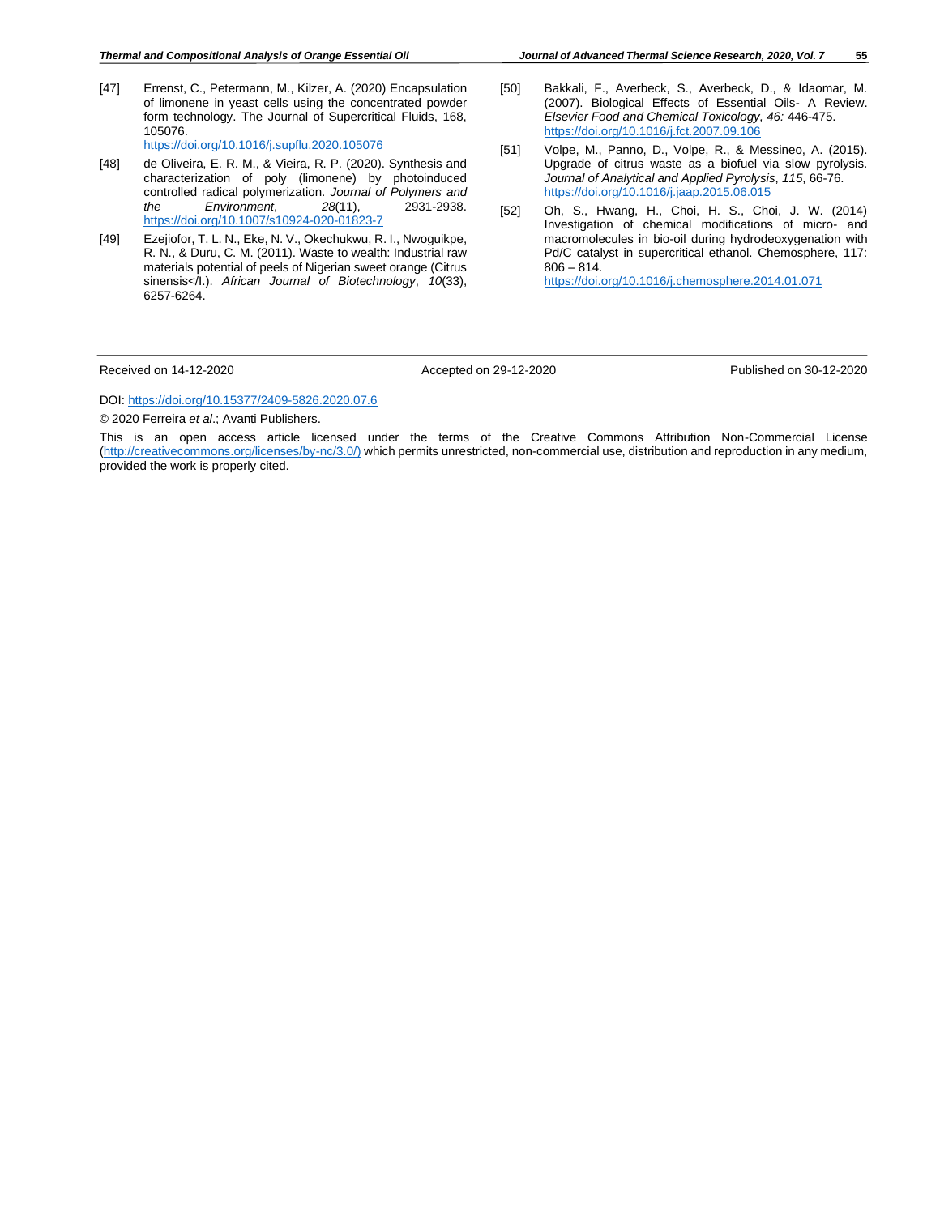[47] Errenst, C., Petermann, M., Kilzer, A. (2020) Encapsulation of limonene in yeast cells using the concentrated powder form technology. The Journal of Supercritical Fluids, 168, 105076. https://doi.org/10.1016/j.supflu.2020.105076

[48] de Oliveira, E. R. M., & Vieira, R. P. (2020). Synthesis and characterization of poly (limonene) by photoinduced controlled radical polymerization. *Journal of Polymers and the Environment*, *28*(11), 2931-2938. https://doi.org/10.1007/s10924-020-01823-7

[49] Ezejiofor, T. L. N., Eke, N. V., Okechukwu, R. I., Nwoguikpe, R. N., & Duru, C. M. (2011). Waste to wealth: Industrial raw materials potential of peels of Nigerian sweet orange (Citrus sinensis</l.). *African Journal of Biotechnology*, *10*(33), 6257-6264.

[50] Bakkali, F., Averbeck, S., Averbeck, D., & Idaomar, M. (2007). Biological Effects of Essential Oils- A Review. *Elsevier Food and Chemical Toxicology, 46:* 446-475. https://doi.org/10.1016/j.fct.2007.09.106

[51] Volpe, M., Panno, D., Volpe, R., & Messineo, A. (2015). Upgrade of citrus waste as a biofuel via slow pyrolysis. *Journal of Analytical and Applied Pyrolysis*, *115*, 66-76. https://doi.org/10.1016/j.jaap.2015.06.015

[52] Oh, S., Hwang, H., Choi, H. S., Choi, J. W. (2014) Investigation of chemical modifications of micro- and macromolecules in bio-oil during hydrodeoxygenation with Pd/C catalyst in supercritical ethanol. Chemosphere, 117: 806 – 814. https://doi.org/10.1016/j.chemosphere.2014.01.071

Received on 14-12-2020 Accepted on 29-12-2020 Published on 30-12-2020

DOI: https://doi.org/10.15377/2409-5826.2020.07.6

© 2020 Ferreira *et al*.; Avanti Publishers.

This is an open access article licensed under the terms of the Creative Commons Attribution Non-Commercial License (http://creativecommons.org/licenses/by-nc/3.0/) which permits unrestricted, non-commercial use, distribution and reproduction in any medium, provided the work is properly cited.